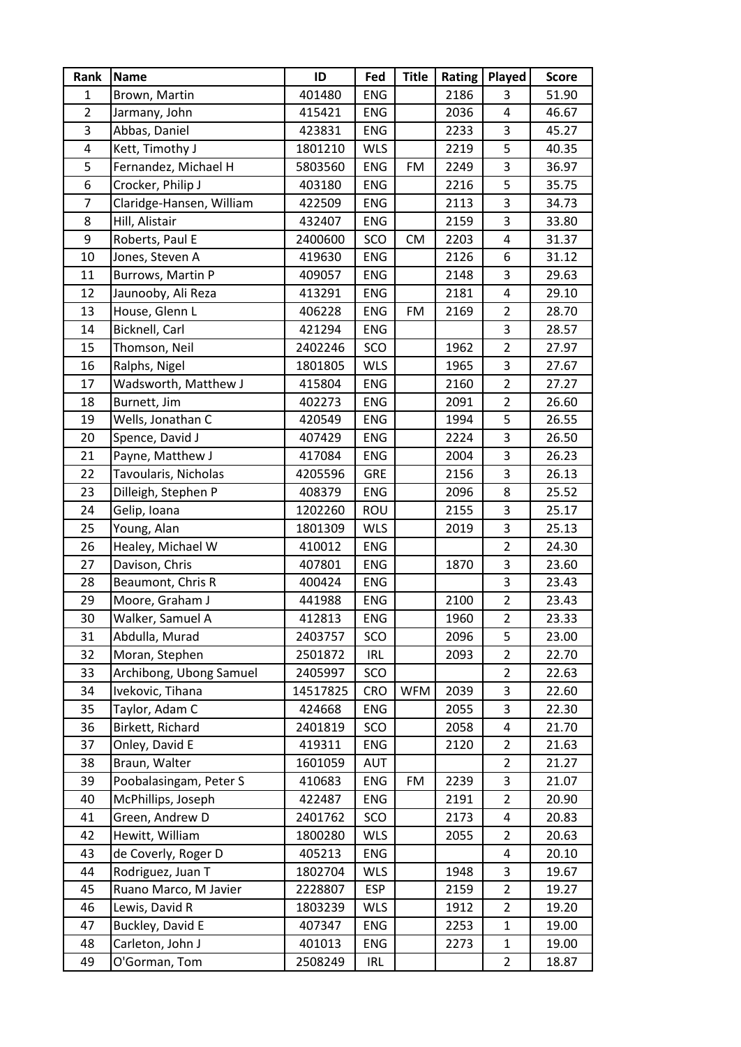| Rank | Name | ID | Fed | Title | Rating | Played | Score |
|---|---|---|---|---|---|---|---|
| 1 | Brown, Martin | 401480 | ENG | | 2186 | 3 | 51.90 |
| 2 | Jarmany, John | 415421 | ENG | | 2036 | 4 | 46.67 |
| 3 | Abbas, Daniel | 423831 | ENG | | 2233 | 3 | 45.27 |
| 4 | Kett, Timothy J | 1801210 | WLS | | 2219 | 5 | 40.35 |
| 5 | Fernandez, Michael H | 5803560 | ENG | FM | 2249 | 3 | 36.97 |
| 6 | Crocker, Philip J | 403180 | ENG | | 2216 | 5 | 35.75 |
| 7 | Claridge-Hansen, William | 422509 | ENG | | 2113 | 3 | 34.73 |
| 8 | Hill, Alistair | 432407 | ENG | | 2159 | 3 | 33.80 |
| 9 | Roberts, Paul E | 2400600 | SCO | CM | 2203 | 4 | 31.37 |
| 10 | Jones, Steven A | 419630 | ENG | | 2126 | 6 | 31.12 |
| 11 | Burrows, Martin P | 409057 | ENG | | 2148 | 3 | 29.63 |
| 12 | Jaunooby, Ali Reza | 413291 | ENG | | 2181 | 4 | 29.10 |
| 13 | House, Glenn L | 406228 | ENG | FM | 2169 | 2 | 28.70 |
| 14 | Bicknell, Carl | 421294 | ENG | | | 3 | 28.57 |
| 15 | Thomson, Neil | 2402246 | SCO | | 1962 | 2 | 27.97 |
| 16 | Ralphs, Nigel | 1801805 | WLS | | 1965 | 3 | 27.67 |
| 17 | Wadsworth, Matthew J | 415804 | ENG | | 2160 | 2 | 27.27 |
| 18 | Burnett, Jim | 402273 | ENG | | 2091 | 2 | 26.60 |
| 19 | Wells, Jonathan C | 420549 | ENG | | 1994 | 5 | 26.55 |
| 20 | Spence, David J | 407429 | ENG | | 2224 | 3 | 26.50 |
| 21 | Payne, Matthew J | 417084 | ENG | | 2004 | 3 | 26.23 |
| 22 | Tavoularis, Nicholas | 4205596 | GRE | | 2156 | 3 | 26.13 |
| 23 | Dilleigh, Stephen P | 408379 | ENG | | 2096 | 8 | 25.52 |
| 24 | Gelip, Ioana | 1202260 | ROU | | 2155 | 3 | 25.17 |
| 25 | Young, Alan | 1801309 | WLS | | 2019 | 3 | 25.13 |
| 26 | Healey, Michael W | 410012 | ENG | | | 2 | 24.30 |
| 27 | Davison, Chris | 407801 | ENG | | 1870 | 3 | 23.60 |
| 28 | Beaumont, Chris R | 400424 | ENG | | | 3 | 23.43 |
| 29 | Moore, Graham J | 441988 | ENG | | 2100 | 2 | 23.43 |
| 30 | Walker, Samuel A | 412813 | ENG | | 1960 | 2 | 23.33 |
| 31 | Abdulla, Murad | 2403757 | SCO | | 2096 | 5 | 23.00 |
| 32 | Moran, Stephen | 2501872 | IRL | | 2093 | 2 | 22.70 |
| 33 | Archibong, Ubong Samuel | 2405997 | SCO | | | 2 | 22.63 |
| 34 | Ivekovic, Tihana | 14517825 | CRO | WFM | 2039 | 3 | 22.60 |
| 35 | Taylor, Adam C | 424668 | ENG | | 2055 | 3 | 22.30 |
| 36 | Birkett, Richard | 2401819 | SCO | | 2058 | 4 | 21.70 |
| 37 | Onley, David E | 419311 | ENG | | 2120 | 2 | 21.63 |
| 38 | Braun, Walter | 1601059 | AUT | | | 2 | 21.27 |
| 39 | Poobalasingam, Peter S | 410683 | ENG | FM | 2239 | 3 | 21.07 |
| 40 | McPhillips, Joseph | 422487 | ENG | | 2191 | 2 | 20.90 |
| 41 | Green, Andrew D | 2401762 | SCO | | 2173 | 4 | 20.83 |
| 42 | Hewitt, William | 1800280 | WLS | | 2055 | 2 | 20.63 |
| 43 | de Coverly, Roger D | 405213 | ENG | | | 4 | 20.10 |
| 44 | Rodriguez, Juan T | 1802704 | WLS | | 1948 | 3 | 19.67 |
| 45 | Ruano Marco, M Javier | 2228807 | ESP | | 2159 | 2 | 19.27 |
| 46 | Lewis, David R | 1803239 | WLS | | 1912 | 2 | 19.20 |
| 47 | Buckley, David E | 407347 | ENG | | 2253 | 1 | 19.00 |
| 48 | Carleton, John J | 401013 | ENG | | 2273 | 1 | 19.00 |
| 49 | O'Gorman, Tom | 2508249 | IRL | | | 2 | 18.87 |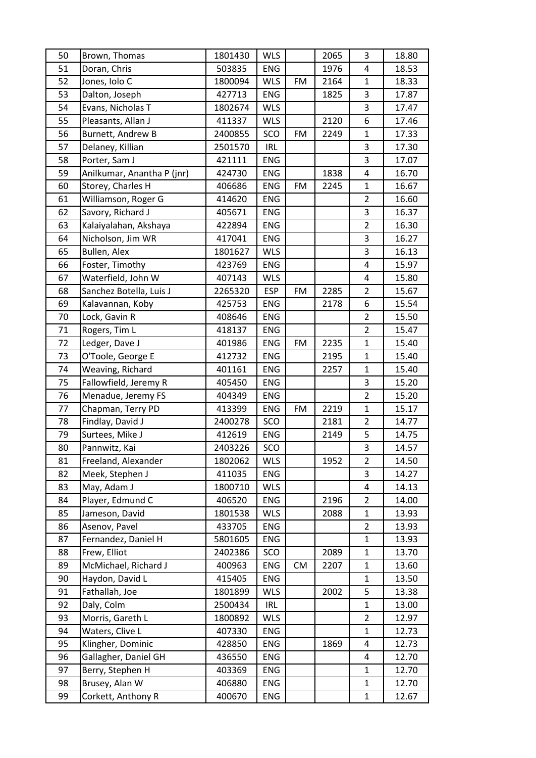| 50 | Brown, Thomas | 1801430 | WLS | | 2065 | 3 | 18.80 |
|---|---|---|---|---|---|---|---|
| 51 | Doran, Chris | 503835 | ENG | | 1976 | 4 | 18.53 |
| 52 | Jones, Iolo C | 1800094 | WLS | FM | 2164 | 1 | 18.33 |
| 53 | Dalton, Joseph | 427713 | ENG | | 1825 | 3 | 17.87 |
| 54 | Evans, Nicholas T | 1802674 | WLS | | | 3 | 17.47 |
| 55 | Pleasants, Allan J | 411337 | WLS | | 2120 | 6 | 17.46 |
| 56 | Burnett, Andrew B | 2400855 | SCO | FM | 2249 | 1 | 17.33 |
| 57 | Delaney, Killian | 2501570 | IRL | | | 3 | 17.30 |
| 58 | Porter, Sam J | 421111 | ENG | | | 3 | 17.07 |
| 59 | Anilkumar, Anantha P (jnr) | 424730 | ENG | | 1838 | 4 | 16.70 |
| 60 | Storey, Charles H | 406686 | ENG | FM | 2245 | 1 | 16.67 |
| 61 | Williamson, Roger G | 414620 | ENG | | | 2 | 16.60 |
| 62 | Savory, Richard J | 405671 | ENG | | | 3 | 16.37 |
| 63 | Kalaiyalahan, Akshaya | 422894 | ENG | | | 2 | 16.30 |
| 64 | Nicholson, Jim WR | 417041 | ENG | | | 3 | 16.27 |
| 65 | Bullen, Alex | 1801627 | WLS | | | 3 | 16.13 |
| 66 | Foster, Timothy | 423769 | ENG | | | 4 | 15.97 |
| 67 | Waterfield, John W | 407143 | WLS | | | 4 | 15.80 |
| 68 | Sanchez Botella, Luis J | 2265320 | ESP | FM | 2285 | 2 | 15.67 |
| 69 | Kalavannan, Koby | 425753 | ENG | | 2178 | 6 | 15.54 |
| 70 | Lock, Gavin R | 408646 | ENG | | | 2 | 15.50 |
| 71 | Rogers, Tim L | 418137 | ENG | | | 2 | 15.47 |
| 72 | Ledger, Dave J | 401986 | ENG | FM | 2235 | 1 | 15.40 |
| 73 | O'Toole, George E | 412732 | ENG | | 2195 | 1 | 15.40 |
| 74 | Weaving, Richard | 401161 | ENG | | 2257 | 1 | 15.40 |
| 75 | Fallowfield, Jeremy R | 405450 | ENG | | | 3 | 15.20 |
| 76 | Menadue, Jeremy FS | 404349 | ENG | | | 2 | 15.20 |
| 77 | Chapman, Terry PD | 413399 | ENG | FM | 2219 | 1 | 15.17 |
| 78 | Findlay, David J | 2400278 | SCO | | 2181 | 2 | 14.77 |
| 79 | Surtees, Mike J | 412619 | ENG | | 2149 | 5 | 14.75 |
| 80 | Pannwitz, Kai | 2403226 | SCO | | | 3 | 14.57 |
| 81 | Freeland, Alexander | 1802062 | WLS | | 1952 | 2 | 14.50 |
| 82 | Meek, Stephen J | 411035 | ENG | | | 3 | 14.27 |
| 83 | May, Adam J | 1800710 | WLS | | | 4 | 14.13 |
| 84 | Player, Edmund C | 406520 | ENG | | 2196 | 2 | 14.00 |
| 85 | Jameson, David | 1801538 | WLS | | 2088 | 1 | 13.93 |
| 86 | Asenov, Pavel | 433705 | ENG | | | 2 | 13.93 |
| 87 | Fernandez, Daniel H | 5801605 | ENG | | | 1 | 13.93 |
| 88 | Frew, Elliot | 2402386 | SCO | | 2089 | 1 | 13.70 |
| 89 | McMichael, Richard J | 400963 | ENG | CM | 2207 | 1 | 13.60 |
| 90 | Haydon, David L | 415405 | ENG | | | 1 | 13.50 |
| 91 | Fathallah, Joe | 1801899 | WLS | | 2002 | 5 | 13.38 |
| 92 | Daly, Colm | 2500434 | IRL | | | 1 | 13.00 |
| 93 | Morris, Gareth L | 1800892 | WLS | | | 2 | 12.97 |
| 94 | Waters, Clive L | 407330 | ENG | | | 1 | 12.73 |
| 95 | Klingher, Dominic | 428850 | ENG | | 1869 | 4 | 12.73 |
| 96 | Gallagher, Daniel GH | 436550 | ENG | | | 4 | 12.70 |
| 97 | Berry, Stephen H | 403369 | ENG | | | 1 | 12.70 |
| 98 | Brusey, Alan W | 406880 | ENG | | | 1 | 12.70 |
| 99 | Corkett, Anthony R | 400670 | ENG | | | 1 | 12.67 |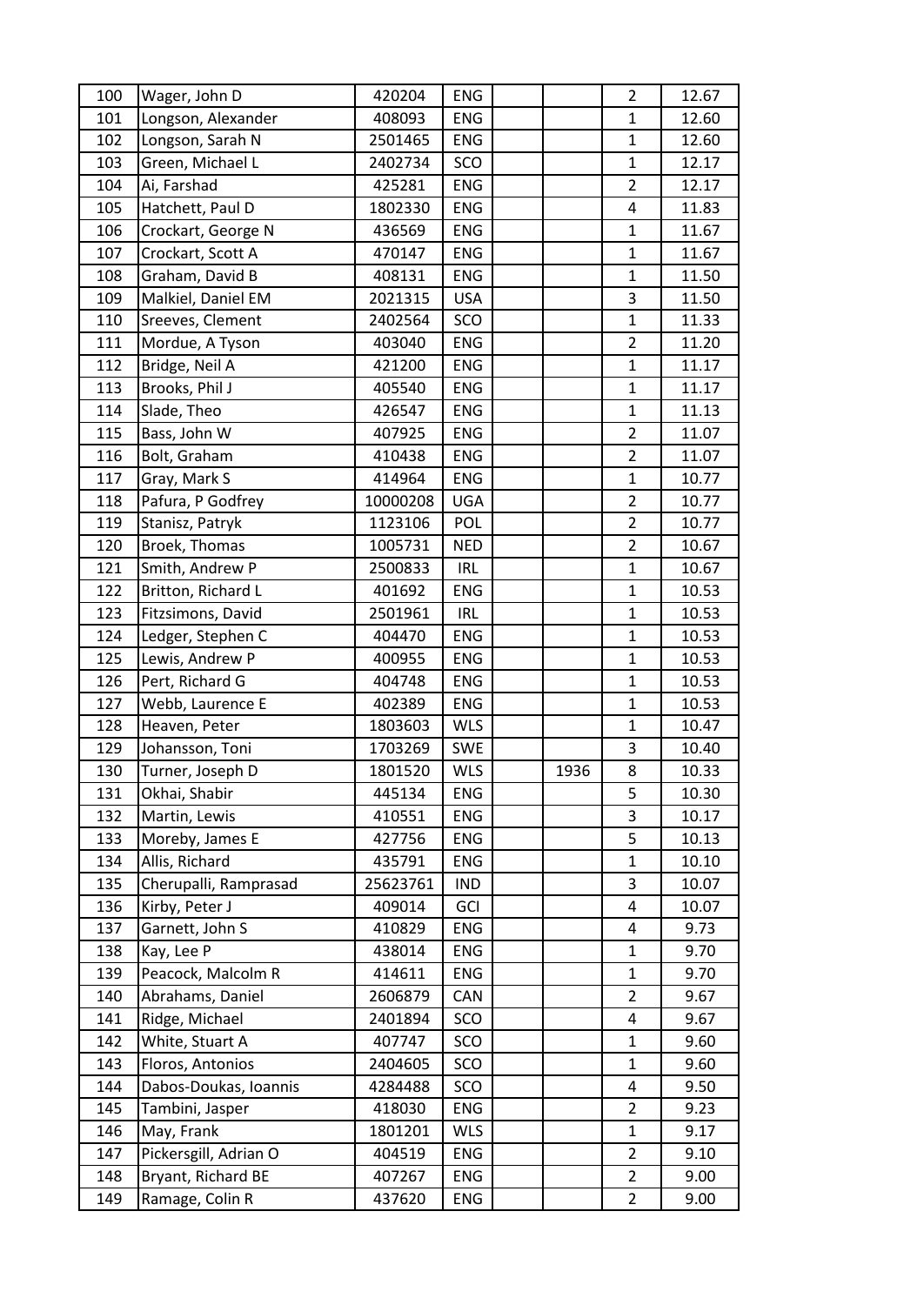| | | | | | | | |
|---|---|---|---|---|---|---|---|
| 100 | Wager, John D | 420204 | ENG | | | 2 | 12.67 |
| 101 | Longson, Alexander | 408093 | ENG | | | 1 | 12.60 |
| 102 | Longson, Sarah N | 2501465 | ENG | | | 1 | 12.60 |
| 103 | Green, Michael L | 2402734 | SCO | | | 1 | 12.17 |
| 104 | Ai, Farshad | 425281 | ENG | | | 2 | 12.17 |
| 105 | Hatchett, Paul D | 1802330 | ENG | | | 4 | 11.83 |
| 106 | Crockart, George N | 436569 | ENG | | | 1 | 11.67 |
| 107 | Crockart, Scott A | 470147 | ENG | | | 1 | 11.67 |
| 108 | Graham, David B | 408131 | ENG | | | 1 | 11.50 |
| 109 | Malkiel, Daniel EM | 2021315 | USA | | | 3 | 11.50 |
| 110 | Sreeves, Clement | 2402564 | SCO | | | 1 | 11.33 |
| 111 | Mordue, A Tyson | 403040 | ENG | | | 2 | 11.20 |
| 112 | Bridge, Neil A | 421200 | ENG | | | 1 | 11.17 |
| 113 | Brooks, Phil J | 405540 | ENG | | | 1 | 11.17 |
| 114 | Slade, Theo | 426547 | ENG | | | 1 | 11.13 |
| 115 | Bass, John W | 407925 | ENG | | | 2 | 11.07 |
| 116 | Bolt, Graham | 410438 | ENG | | | 2 | 11.07 |
| 117 | Gray, Mark S | 414964 | ENG | | | 1 | 10.77 |
| 118 | Pafura, P Godfrey | 10000208 | UGA | | | 2 | 10.77 |
| 119 | Stanisz, Patryk | 1123106 | POL | | | 2 | 10.77 |
| 120 | Broek, Thomas | 1005731 | NED | | | 2 | 10.67 |
| 121 | Smith, Andrew P | 2500833 | IRL | | | 1 | 10.67 |
| 122 | Britton, Richard L | 401692 | ENG | | | 1 | 10.53 |
| 123 | Fitzsimons, David | 2501961 | IRL | | | 1 | 10.53 |
| 124 | Ledger, Stephen C | 404470 | ENG | | | 1 | 10.53 |
| 125 | Lewis, Andrew P | 400955 | ENG | | | 1 | 10.53 |
| 126 | Pert, Richard G | 404748 | ENG | | | 1 | 10.53 |
| 127 | Webb, Laurence E | 402389 | ENG | | | 1 | 10.53 |
| 128 | Heaven, Peter | 1803603 | WLS | | | 1 | 10.47 |
| 129 | Johansson, Toni | 1703269 | SWE | | | 3 | 10.40 |
| 130 | Turner, Joseph D | 1801520 | WLS | | 1936 | 8 | 10.33 |
| 131 | Okhai, Shabir | 445134 | ENG | | | 5 | 10.30 |
| 132 | Martin, Lewis | 410551 | ENG | | | 3 | 10.17 |
| 133 | Moreby, James E | 427756 | ENG | | | 5 | 10.13 |
| 134 | Allis, Richard | 435791 | ENG | | | 1 | 10.10 |
| 135 | Cherupalli, Ramprasad | 25623761 | IND | | | 3 | 10.07 |
| 136 | Kirby, Peter J | 409014 | GCI | | | 4 | 10.07 |
| 137 | Garnett, John S | 410829 | ENG | | | 4 | 9.73 |
| 138 | Kay, Lee P | 438014 | ENG | | | 1 | 9.70 |
| 139 | Peacock, Malcolm R | 414611 | ENG | | | 1 | 9.70 |
| 140 | Abrahams, Daniel | 2606879 | CAN | | | 2 | 9.67 |
| 141 | Ridge, Michael | 2401894 | SCO | | | 4 | 9.67 |
| 142 | White, Stuart A | 407747 | SCO | | | 1 | 9.60 |
| 143 | Floros, Antonios | 2404605 | SCO | | | 1 | 9.60 |
| 144 | Dabos-Doukas, Ioannis | 4284488 | SCO | | | 4 | 9.50 |
| 145 | Tambini, Jasper | 418030 | ENG | | | 2 | 9.23 |
| 146 | May, Frank | 1801201 | WLS | | | 1 | 9.17 |
| 147 | Pickersgill, Adrian O | 404519 | ENG | | | 2 | 9.10 |
| 148 | Bryant, Richard BE | 407267 | ENG | | | 2 | 9.00 |
| 149 | Ramage, Colin R | 437620 | ENG | | | 2 | 9.00 |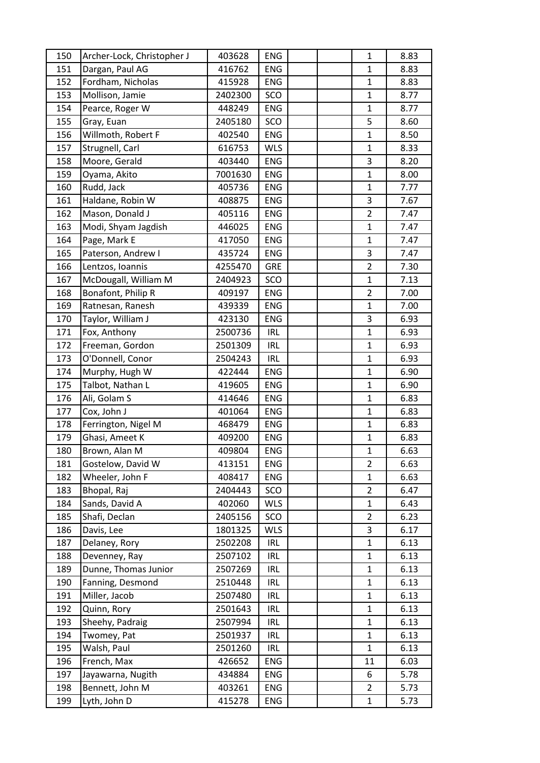| | | | | | | | |
|---|---|---|---|---|---|---|---|
| 150 | Archer-Lock, Christopher J | 403628 | ENG | | | 1 | 8.83 |
| 151 | Dargan, Paul AG | 416762 | ENG | | | 1 | 8.83 |
| 152 | Fordham, Nicholas | 415928 | ENG | | | 1 | 8.83 |
| 153 | Mollison, Jamie | 2402300 | SCO | | | 1 | 8.77 |
| 154 | Pearce, Roger W | 448249 | ENG | | | 1 | 8.77 |
| 155 | Gray, Euan | 2405180 | SCO | | | 5 | 8.60 |
| 156 | Willmoth, Robert F | 402540 | ENG | | | 1 | 8.50 |
| 157 | Strugnell, Carl | 616753 | WLS | | | 1 | 8.33 |
| 158 | Moore, Gerald | 403440 | ENG | | | 3 | 8.20 |
| 159 | Oyama, Akito | 7001630 | ENG | | | 1 | 8.00 |
| 160 | Rudd, Jack | 405736 | ENG | | | 1 | 7.77 |
| 161 | Haldane, Robin W | 408875 | ENG | | | 3 | 7.67 |
| 162 | Mason, Donald J | 405116 | ENG | | | 2 | 7.47 |
| 163 | Modi, Shyam Jagdish | 446025 | ENG | | | 1 | 7.47 |
| 164 | Page, Mark E | 417050 | ENG | | | 1 | 7.47 |
| 165 | Paterson, Andrew I | 435724 | ENG | | | 3 | 7.47 |
| 166 | Lentzos, Ioannis | 4255470 | GRE | | | 2 | 7.30 |
| 167 | McDougall, William M | 2404923 | SCO | | | 1 | 7.13 |
| 168 | Bonafont, Philip R | 409197 | ENG | | | 2 | 7.00 |
| 169 | Ratnesan, Ranesh | 439339 | ENG | | | 1 | 7.00 |
| 170 | Taylor, William J | 423130 | ENG | | | 3 | 6.93 |
| 171 | Fox, Anthony | 2500736 | IRL | | | 1 | 6.93 |
| 172 | Freeman, Gordon | 2501309 | IRL | | | 1 | 6.93 |
| 173 | O'Donnell, Conor | 2504243 | IRL | | | 1 | 6.93 |
| 174 | Murphy, Hugh W | 422444 | ENG | | | 1 | 6.90 |
| 175 | Talbot, Nathan L | 419605 | ENG | | | 1 | 6.90 |
| 176 | Ali, Golam S | 414646 | ENG | | | 1 | 6.83 |
| 177 | Cox, John J | 401064 | ENG | | | 1 | 6.83 |
| 178 | Ferrington, Nigel M | 468479 | ENG | | | 1 | 6.83 |
| 179 | Ghasi, Ameet K | 409200 | ENG | | | 1 | 6.83 |
| 180 | Brown, Alan M | 409804 | ENG | | | 1 | 6.63 |
| 181 | Gostelow, David W | 413151 | ENG | | | 2 | 6.63 |
| 182 | Wheeler, John F | 408417 | ENG | | | 1 | 6.63 |
| 183 | Bhopal, Raj | 2404443 | SCO | | | 2 | 6.47 |
| 184 | Sands, David A | 402060 | WLS | | | 1 | 6.43 |
| 185 | Shafi, Declan | 2405156 | SCO | | | 2 | 6.23 |
| 186 | Davis, Lee | 1801325 | WLS | | | 3 | 6.17 |
| 187 | Delaney, Rory | 2502208 | IRL | | | 1 | 6.13 |
| 188 | Devenney, Ray | 2507102 | IRL | | | 1 | 6.13 |
| 189 | Dunne, Thomas Junior | 2507269 | IRL | | | 1 | 6.13 |
| 190 | Fanning, Desmond | 2510448 | IRL | | | 1 | 6.13 |
| 191 | Miller, Jacob | 2507480 | IRL | | | 1 | 6.13 |
| 192 | Quinn, Rory | 2501643 | IRL | | | 1 | 6.13 |
| 193 | Sheehy, Padraig | 2507994 | IRL | | | 1 | 6.13 |
| 194 | Twomey, Pat | 2501937 | IRL | | | 1 | 6.13 |
| 195 | Walsh, Paul | 2501260 | IRL | | | 1 | 6.13 |
| 196 | French, Max | 426652 | ENG | | | 11 | 6.03 |
| 197 | Jayawarna, Nugith | 434884 | ENG | | | 6 | 5.78 |
| 198 | Bennett, John M | 403261 | ENG | | | 2 | 5.73 |
| 199 | Lyth, John D | 415278 | ENG | | | 1 | 5.73 |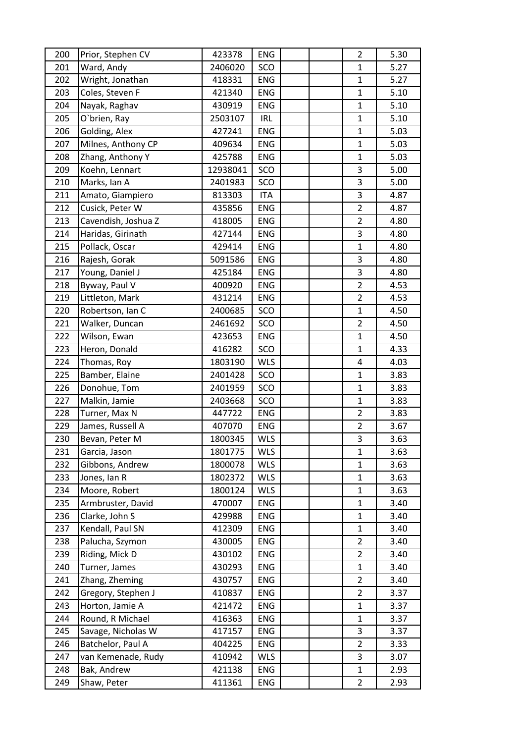| 200 | Prior, Stephen CV | 423378 | ENG | | | 2 | 5.30 |
|---|---|---|---|---|---|---|---|
| 201 | Ward, Andy | 2406020 | SCO | | | 1 | 5.27 |
| 202 | Wright, Jonathan | 418331 | ENG | | | 1 | 5.27 |
| 203 | Coles, Steven F | 421340 | ENG | | | 1 | 5.10 |
| 204 | Nayak, Raghav | 430919 | ENG | | | 1 | 5.10 |
| 205 | O`brien, Ray | 2503107 | IRL | | | 1 | 5.10 |
| 206 | Golding, Alex | 427241 | ENG | | | 1 | 5.03 |
| 207 | Milnes, Anthony CP | 409634 | ENG | | | 1 | 5.03 |
| 208 | Zhang, Anthony Y | 425788 | ENG | | | 1 | 5.03 |
| 209 | Koehn, Lennart | 12938041 | SCO | | | 3 | 5.00 |
| 210 | Marks, Ian A | 2401983 | SCO | | | 3 | 5.00 |
| 211 | Amato, Giampiero | 813303 | ITA | | | 3 | 4.87 |
| 212 | Cusick, Peter W | 435856 | ENG | | | 2 | 4.87 |
| 213 | Cavendish, Joshua Z | 418005 | ENG | | | 2 | 4.80 |
| 214 | Haridas, Girinath | 427144 | ENG | | | 3 | 4.80 |
| 215 | Pollack, Oscar | 429414 | ENG | | | 1 | 4.80 |
| 216 | Rajesh, Gorak | 5091586 | ENG | | | 3 | 4.80 |
| 217 | Young, Daniel J | 425184 | ENG | | | 3 | 4.80 |
| 218 | Byway, Paul V | 400920 | ENG | | | 2 | 4.53 |
| 219 | Littleton, Mark | 431214 | ENG | | | 2 | 4.53 |
| 220 | Robertson, Ian C | 2400685 | SCO | | | 1 | 4.50 |
| 221 | Walker, Duncan | 2461692 | SCO | | | 2 | 4.50 |
| 222 | Wilson, Ewan | 423653 | ENG | | | 1 | 4.50 |
| 223 | Heron, Donald | 416282 | SCO | | | 1 | 4.33 |
| 224 | Thomas, Roy | 1803190 | WLS | | | 4 | 4.03 |
| 225 | Bamber, Elaine | 2401428 | SCO | | | 1 | 3.83 |
| 226 | Donohue, Tom | 2401959 | SCO | | | 1 | 3.83 |
| 227 | Malkin, Jamie | 2403668 | SCO | | | 1 | 3.83 |
| 228 | Turner, Max N | 447722 | ENG | | | 2 | 3.83 |
| 229 | James, Russell A | 407070 | ENG | | | 2 | 3.67 |
| 230 | Bevan, Peter M | 1800345 | WLS | | | 3 | 3.63 |
| 231 | Garcia, Jason | 1801775 | WLS | | | 1 | 3.63 |
| 232 | Gibbons, Andrew | 1800078 | WLS | | | 1 | 3.63 |
| 233 | Jones, Ian R | 1802372 | WLS | | | 1 | 3.63 |
| 234 | Moore, Robert | 1800124 | WLS | | | 1 | 3.63 |
| 235 | Armbruster, David | 470007 | ENG | | | 1 | 3.40 |
| 236 | Clarke, John S | 429988 | ENG | | | 1 | 3.40 |
| 237 | Kendall, Paul SN | 412309 | ENG | | | 1 | 3.40 |
| 238 | Palucha, Szymon | 430005 | ENG | | | 2 | 3.40 |
| 239 | Riding, Mick D | 430102 | ENG | | | 2 | 3.40 |
| 240 | Turner, James | 430293 | ENG | | | 1 | 3.40 |
| 241 | Zhang, Zheming | 430757 | ENG | | | 2 | 3.40 |
| 242 | Gregory, Stephen J | 410837 | ENG | | | 2 | 3.37 |
| 243 | Horton, Jamie A | 421472 | ENG | | | 1 | 3.37 |
| 244 | Round, R Michael | 416363 | ENG | | | 1 | 3.37 |
| 245 | Savage, Nicholas W | 417157 | ENG | | | 3 | 3.37 |
| 246 | Batchelor, Paul A | 404225 | ENG | | | 2 | 3.33 |
| 247 | van Kemenade, Rudy | 410942 | WLS | | | 3 | 3.07 |
| 248 | Bak, Andrew | 421138 | ENG | | | 1 | 2.93 |
| 249 | Shaw, Peter | 411361 | ENG | | | 2 | 2.93 |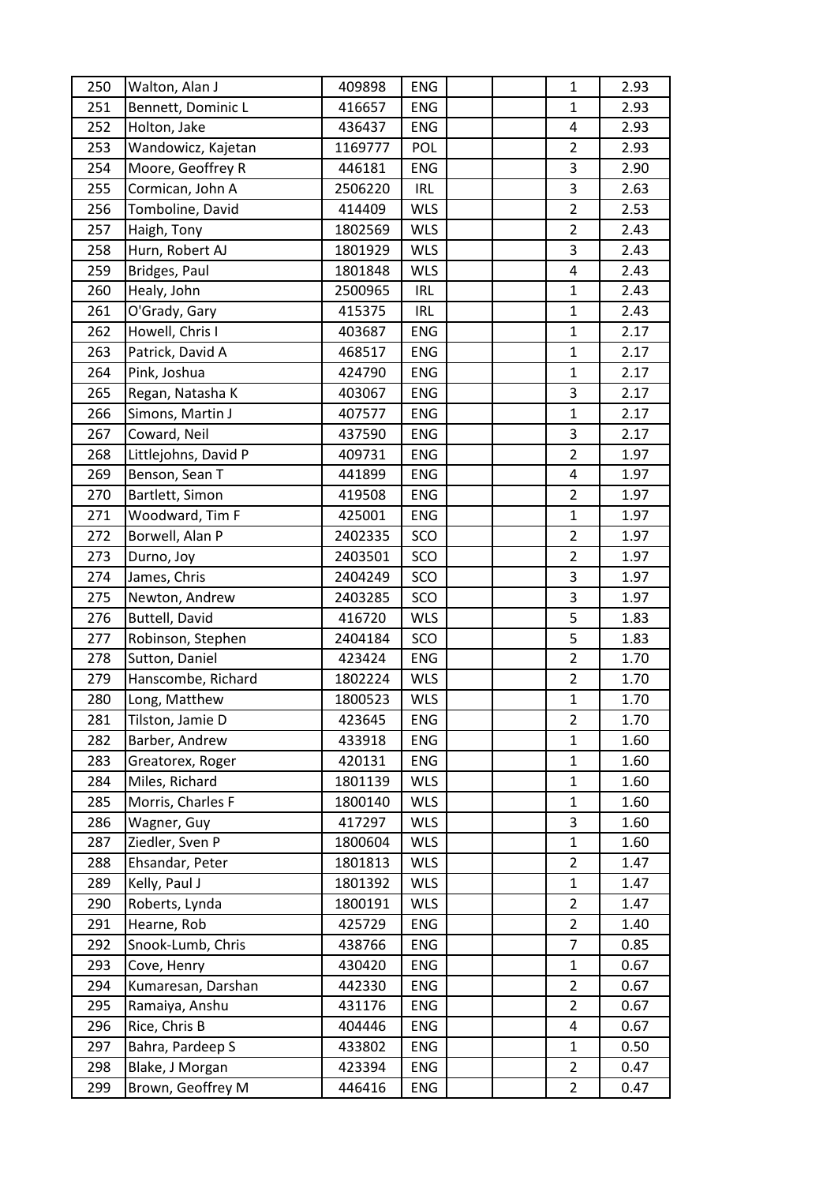| | | | | | | | |
|---|---|---|---|---|---|---|---|
| 250 | Walton, Alan J | 409898 | ENG | | | 1 | 2.93 |
| 251 | Bennett, Dominic L | 416657 | ENG | | | 1 | 2.93 |
| 252 | Holton, Jake | 436437 | ENG | | | 4 | 2.93 |
| 253 | Wandowicz, Kajetan | 1169777 | POL | | | 2 | 2.93 |
| 254 | Moore, Geoffrey R | 446181 | ENG | | | 3 | 2.90 |
| 255 | Cormican, John A | 2506220 | IRL | | | 3 | 2.63 |
| 256 | Tomboline, David | 414409 | WLS | | | 2 | 2.53 |
| 257 | Haigh, Tony | 1802569 | WLS | | | 2 | 2.43 |
| 258 | Hurn, Robert AJ | 1801929 | WLS | | | 3 | 2.43 |
| 259 | Bridges, Paul | 1801848 | WLS | | | 4 | 2.43 |
| 260 | Healy, John | 2500965 | IRL | | | 1 | 2.43 |
| 261 | O'Grady, Gary | 415375 | IRL | | | 1 | 2.43 |
| 262 | Howell, Chris I | 403687 | ENG | | | 1 | 2.17 |
| 263 | Patrick, David A | 468517 | ENG | | | 1 | 2.17 |
| 264 | Pink, Joshua | 424790 | ENG | | | 1 | 2.17 |
| 265 | Regan, Natasha K | 403067 | ENG | | | 3 | 2.17 |
| 266 | Simons, Martin J | 407577 | ENG | | | 1 | 2.17 |
| 267 | Coward, Neil | 437590 | ENG | | | 3 | 2.17 |
| 268 | Littlejohns, David P | 409731 | ENG | | | 2 | 1.97 |
| 269 | Benson, Sean T | 441899 | ENG | | | 4 | 1.97 |
| 270 | Bartlett, Simon | 419508 | ENG | | | 2 | 1.97 |
| 271 | Woodward, Tim F | 425001 | ENG | | | 1 | 1.97 |
| 272 | Borwell, Alan P | 2402335 | SCO | | | 2 | 1.97 |
| 273 | Durno, Joy | 2403501 | SCO | | | 2 | 1.97 |
| 274 | James, Chris | 2404249 | SCO | | | 3 | 1.97 |
| 275 | Newton, Andrew | 2403285 | SCO | | | 3 | 1.97 |
| 276 | Buttell, David | 416720 | WLS | | | 5 | 1.83 |
| 277 | Robinson, Stephen | 2404184 | SCO | | | 5 | 1.83 |
| 278 | Sutton, Daniel | 423424 | ENG | | | 2 | 1.70 |
| 279 | Hanscombe, Richard | 1802224 | WLS | | | 2 | 1.70 |
| 280 | Long, Matthew | 1800523 | WLS | | | 1 | 1.70 |
| 281 | Tilston, Jamie D | 423645 | ENG | | | 2 | 1.70 |
| 282 | Barber, Andrew | 433918 | ENG | | | 1 | 1.60 |
| 283 | Greatorex, Roger | 420131 | ENG | | | 1 | 1.60 |
| 284 | Miles, Richard | 1801139 | WLS | | | 1 | 1.60 |
| 285 | Morris, Charles F | 1800140 | WLS | | | 1 | 1.60 |
| 286 | Wagner, Guy | 417297 | WLS | | | 3 | 1.60 |
| 287 | Ziedler, Sven P | 1800604 | WLS | | | 1 | 1.60 |
| 288 | Ehsandar, Peter | 1801813 | WLS | | | 2 | 1.47 |
| 289 | Kelly, Paul J | 1801392 | WLS | | | 1 | 1.47 |
| 290 | Roberts, Lynda | 1800191 | WLS | | | 2 | 1.47 |
| 291 | Hearne, Rob | 425729 | ENG | | | 2 | 1.40 |
| 292 | Snook-Lumb, Chris | 438766 | ENG | | | 7 | 0.85 |
| 293 | Cove, Henry | 430420 | ENG | | | 1 | 0.67 |
| 294 | Kumaresan, Darshan | 442330 | ENG | | | 2 | 0.67 |
| 295 | Ramaiya, Anshu | 431176 | ENG | | | 2 | 0.67 |
| 296 | Rice, Chris B | 404446 | ENG | | | 4 | 0.67 |
| 297 | Bahra, Pardeep S | 433802 | ENG | | | 1 | 0.50 |
| 298 | Blake, J Morgan | 423394 | ENG | | | 2 | 0.47 |
| 299 | Brown, Geoffrey M | 446416 | ENG | | | 2 | 0.47 |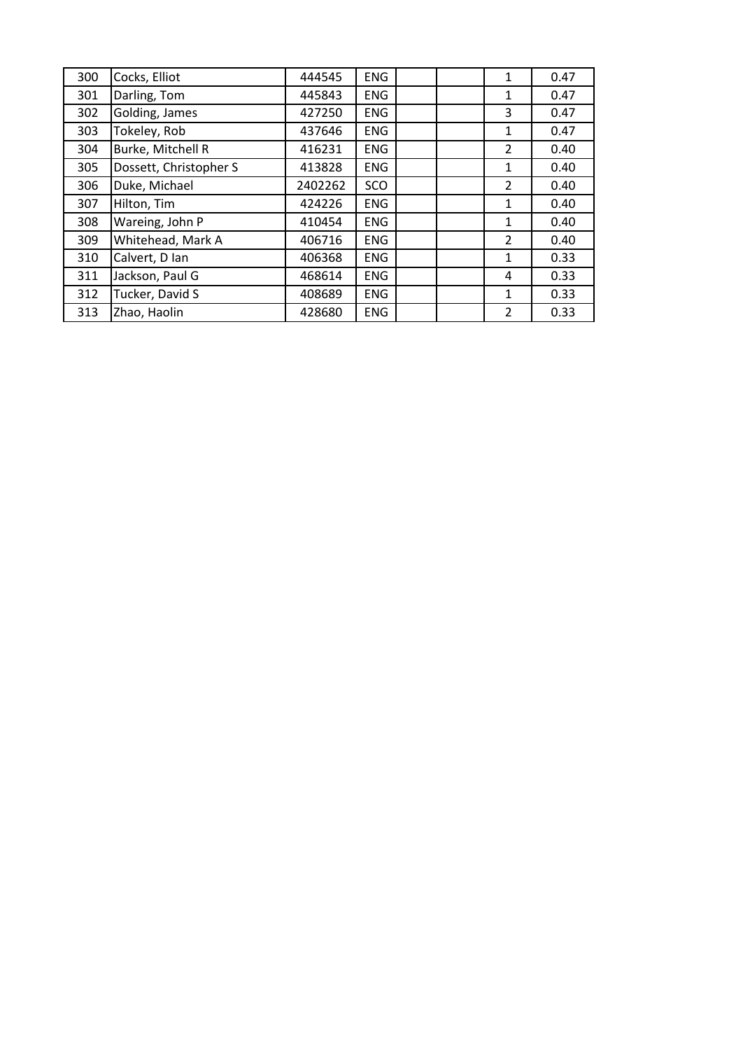| | | | | | | | |
|---|---|---|---|---|---|---|---|
| 300 | Cocks, Elliot | 444545 | ENG | | | 1 | 0.47 |
| 301 | Darling, Tom | 445843 | ENG | | | 1 | 0.47 |
| 302 | Golding, James | 427250 | ENG | | | 3 | 0.47 |
| 303 | Tokeley, Rob | 437646 | ENG | | | 1 | 0.47 |
| 304 | Burke, Mitchell R | 416231 | ENG | | | 2 | 0.40 |
| 305 | Dossett, Christopher S | 413828 | ENG | | | 1 | 0.40 |
| 306 | Duke, Michael | 2402262 | SCO | | | 2 | 0.40 |
| 307 | Hilton, Tim | 424226 | ENG | | | 1 | 0.40 |
| 308 | Wareing, John P | 410454 | ENG | | | 1 | 0.40 |
| 309 | Whitehead, Mark A | 406716 | ENG | | | 2 | 0.40 |
| 310 | Calvert, D Ian | 406368 | ENG | | | 1 | 0.33 |
| 311 | Jackson, Paul G | 468614 | ENG | | | 4 | 0.33 |
| 312 | Tucker, David S | 408689 | ENG | | | 1 | 0.33 |
| 313 | Zhao, Haolin | 428680 | ENG | | | 2 | 0.33 |